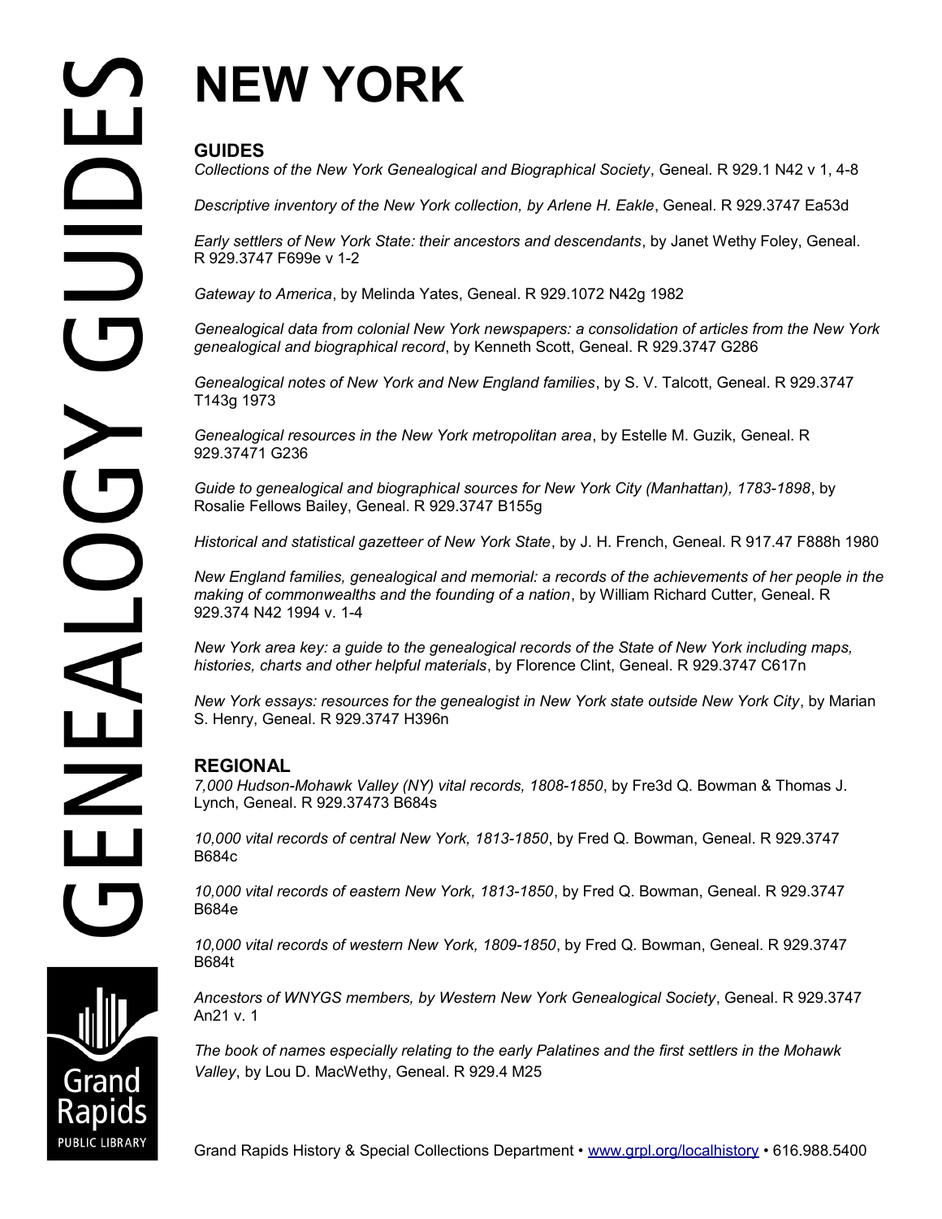# NEW YORK

## GUIDES

*Collections of the New York Genealogical and Biographical Society*, Geneal. R 929.1 N42 v 1, 4-8

*Descriptive inventory of the New York collection, by Arlene H. Eakle*, Geneal. R 929.3747 Ea53d

*Early settlers of New York State: their ancestors and descendants*, by Janet Wethy Foley, Geneal. R 929.3747 F699e v 1-2

*Gateway to America*, by Melinda Yates, Geneal. R 929.1072 N42g 1982

*Genealogical data from colonial New York newspapers: a consolidation of articles from the New York genealogical and biographical record*, by Kenneth Scott, Geneal. R 929.3747 G286

*Genealogical notes of New York and New England families*, by S. V. Talcott, Geneal. R 929.3747 T143g 1973

*Genealogical resources in the New York metropolitan area*, by Estelle M. Guzik, Geneal. R 929.37471 G236

*Guide to genealogical and biographical sources for New York City (Manhattan), 1783-1898*, by Rosalie Fellows Bailey, Geneal. R 929.3747 B155g

*Historical and statistical gazetteer of New York State*, by J. H. French, Geneal. R 917.47 F888h 1980

*New England families, genealogical and memorial: a records of the achievements of her people in the making of commonwealths and the founding of a nation*, by William Richard Cutter, Geneal. R 929.374 N42 1994 v. 1-4

*New York area key: a guide to the genealogical records of the State of New York including maps, histories, charts and other helpful materials*, by Florence Clint, Geneal. R 929.3747 C617n

*New York essays: resources for the genealogist in New York state outside New York City*, by Marian S. Henry, Geneal. R 929.3747 H396n

## REGIONAL

*7,000 Hudson-Mohawk Valley (NY) vital records, 1808-1850*, by Fre3d Q. Bowman & Thomas J. Lynch, Geneal. R 929.37473 B684s

*10,000 vital records of central New York, 1813-1850*, by Fred Q. Bowman, Geneal. R 929.3747 B684c

*10,000 vital records of eastern New York, 1813-1850*, by Fred Q. Bowman, Geneal. R 929.3747 B684e

*10,000 vital records of western New York, 1809-1850*, by Fred Q. Bowman, Geneal. R 929.3747 B684t

*Ancestors of WNYGS members, by Western New York Genealogical Society*, Geneal. R 929.3747 An21 v. 1

*The book of names especially relating to the early Palatines and the first settlers in the Mohawk Valley*, by Lou D. MacWethy, Geneal. R 929.4 M25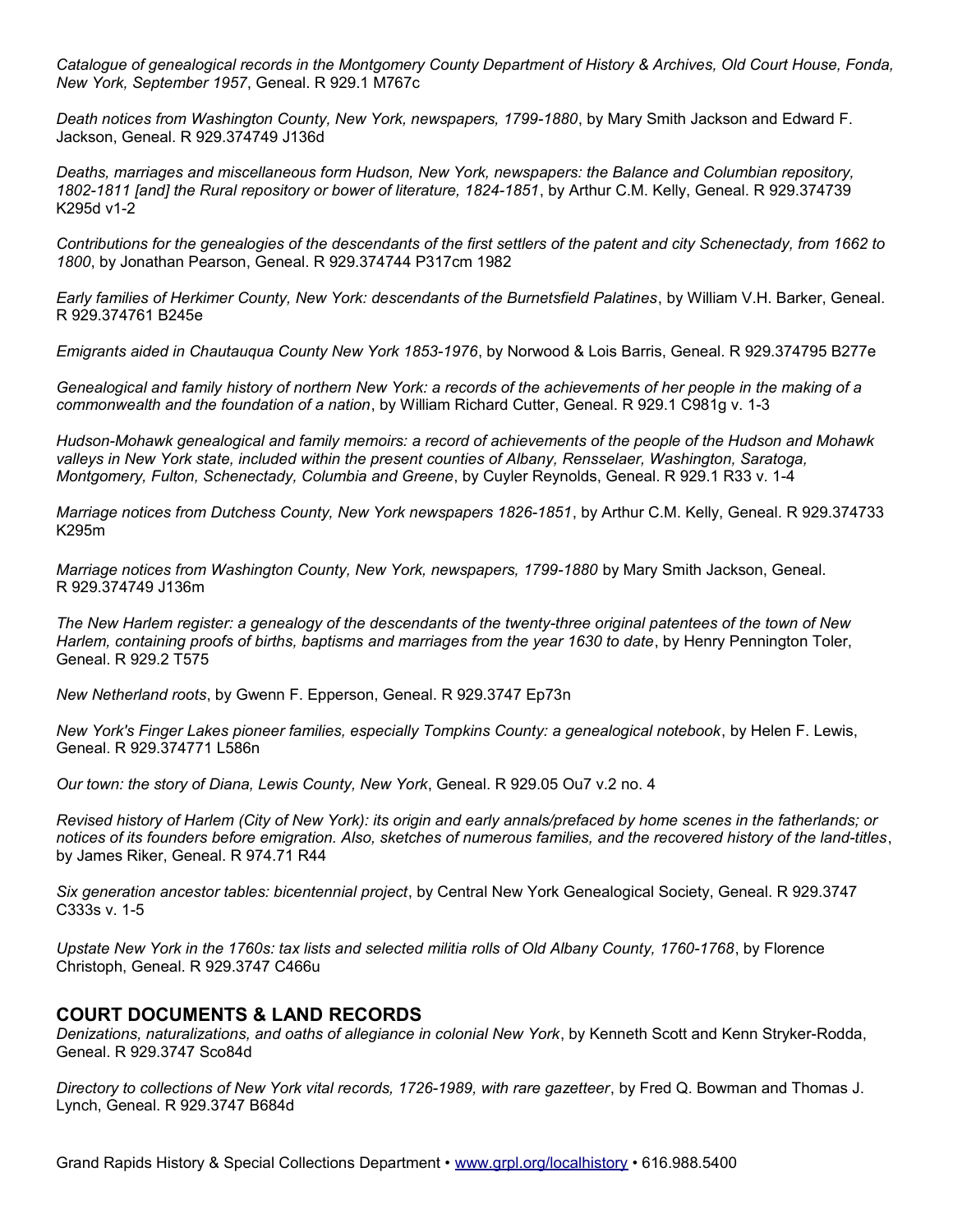*Catalogue of genealogical records in the Montgomery County Department of History & Archives, Old Court House, Fonda, New York, September 1957*, Geneal. R 929.1 M767c

*Death notices from Washington County, New York, newspapers, 1799-1880*, by Mary Smith Jackson and Edward F. Jackson, Geneal. R 929.374749 J136d

*Deaths, marriages and miscellaneous form Hudson, New York, newspapers: the Balance and Columbian repository, 1802-1811 [and] the Rural repository or bower of literature, 1824-1851*, by Arthur C.M. Kelly, Geneal. R 929.374739 K295d v1-2

*Contributions for the genealogies of the descendants of the first settlers of the patent and city Schenectady, from 1662 to 1800*, by Jonathan Pearson, Geneal. R 929.374744 P317cm 1982

*Early families of Herkimer County, New York: descendants of the Burnetsfield Palatines*, by William V.H. Barker, Geneal. R 929.374761 B245e

*Emigrants aided in Chautauqua County New York 1853-1976*, by Norwood & Lois Barris, Geneal. R 929.374795 B277e

*Genealogical and family history of northern New York: a records of the achievements of her people in the making of a commonwealth and the foundation of a nation*, by William Richard Cutter, Geneal. R 929.1 C981g v. 1-3

*Hudson-Mohawk genealogical and family memoirs: a record of achievements of the people of the Hudson and Mohawk valleys in New York state, included within the present counties of Albany, Rensselaer, Washington, Saratoga, Montgomery, Fulton, Schenectady, Columbia and Greene*, by Cuyler Reynolds, Geneal. R 929.1 R33 v. 1-4

*Marriage notices from Dutchess County, New York newspapers 1826-1851*, by Arthur C.M. Kelly, Geneal. R 929.374733 K295m

*Marriage notices from Washington County, New York, newspapers, 1799-1880* by Mary Smith Jackson, Geneal. R 929.374749 J136m

*The New Harlem register: a genealogy of the descendants of the twenty-three original patentees of the town of New Harlem, containing proofs of births, baptisms and marriages from the year 1630 to date*, by Henry Pennington Toler, Geneal. R 929.2 T575

*New Netherland roots*, by Gwenn F. Epperson, Geneal. R 929.3747 Ep73n

*New York's Finger Lakes pioneer families, especially Tompkins County: a genealogical notebook*, by Helen F. Lewis, Geneal. R 929.374771 L586n

*Our town: the story of Diana, Lewis County, New York*, Geneal. R 929.05 Ou7 v.2 no. 4

*Revised history of Harlem (City of New York): its origin and early annals/prefaced by home scenes in the fatherlands; or notices of its founders before emigration. Also, sketches of numerous families, and the recovered history of the land-titles*, by James Riker, Geneal. R 974.71 R44

*Six generation ancestor tables: bicentennial project*, by Central New York Genealogical Society, Geneal. R 929.3747 C333s v. 1-5

*Upstate New York in the 1760s: tax lists and selected militia rolls of Old Albany County, 1760-1768*, by Florence Christoph, Geneal. R 929.3747 C466u

## COURT DOCUMENTS & LAND RECORDS

*Denizations, naturalizations, and oaths of allegiance in colonial New York*, by Kenneth Scott and Kenn Stryker-Rodda, Geneal. R 929.3747 Sco84d

*Directory to collections of New York vital records, 1726-1989, with rare gazetteer*, by Fred Q. Bowman and Thomas J. Lynch, Geneal. R 929.3747 B684d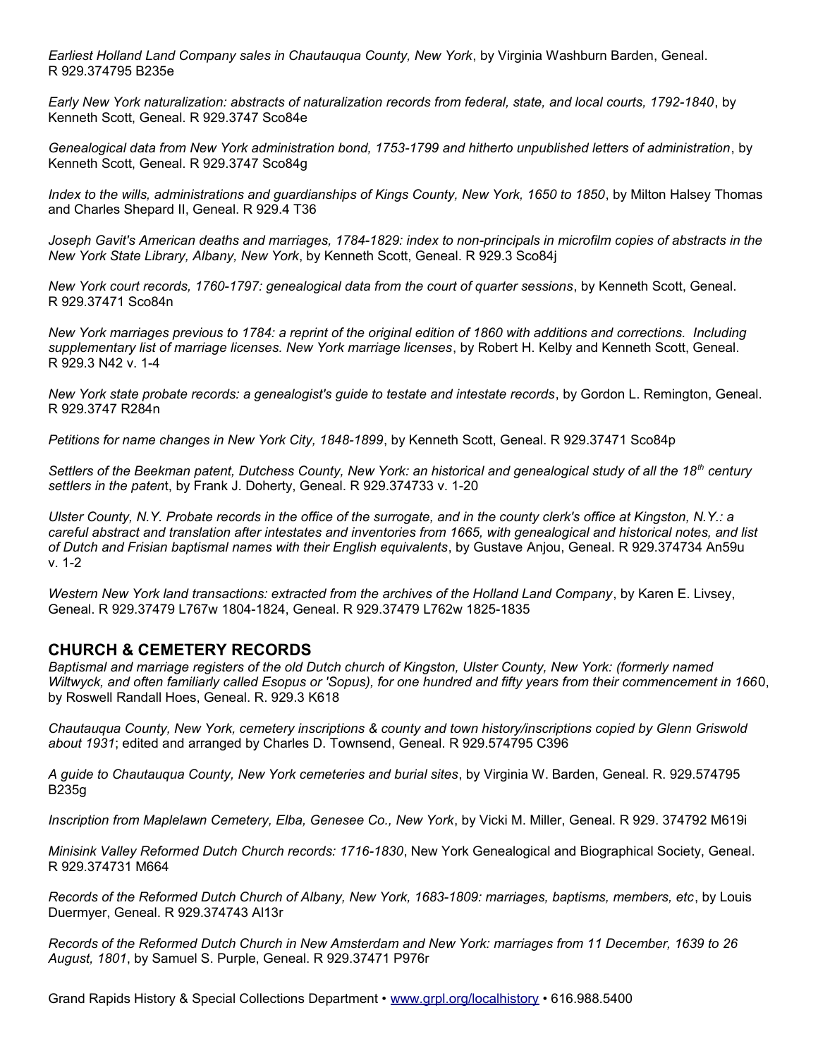*Earliest Holland Land Company sales in Chautauqua County, New York*, by Virginia Washburn Barden, Geneal. R 929.374795 B235e

*Early New York naturalization: abstracts of naturalization records from federal, state, and local courts, 1792-1840*, by Kenneth Scott, Geneal. R 929.3747 Sco84e

*Genealogical data from New York administration bond, 1753-1799 and hitherto unpublished letters of administration*, by Kenneth Scott, Geneal. R 929.3747 Sco84g

*Index to the wills, administrations and guardianships of Kings County, New York, 1650 to 1850*, by Milton Halsey Thomas and Charles Shepard II, Geneal. R 929.4 T36

*Joseph Gavit's American deaths and marriages, 1784-1829: index to non-principals in microfilm copies of abstracts in the New York State Library, Albany, New York*, by Kenneth Scott, Geneal. R 929.3 Sco84j

*New York court records, 1760-1797: genealogical data from the court of quarter sessions*, by Kenneth Scott, Geneal. R 929.37471 Sco84n

*New York marriages previous to 1784: a reprint of the original edition of 1860 with additions and corrections. Including supplementary list of marriage licenses. New York marriage licenses*, by Robert H. Kelby and Kenneth Scott, Geneal. R 929.3 N42 v. 1-4

*New York state probate records: a genealogist's guide to testate and intestate records*, by Gordon L. Remington, Geneal. R 929.3747 R284n

*Petitions for name changes in New York City, 1848-1899*, by Kenneth Scott, Geneal. R 929.37471 Sco84p

*Settlers of the Beekman patent, Dutchess County, New York: an historical and genealogical study of all the 18th century settlers in the paten*t, by Frank J. Doherty, Geneal. R 929.374733 v. 1-20

*Ulster County, N.Y. Probate records in the office of the surrogate, and in the county clerk's office at Kingston, N.Y.: a careful abstract and translation after intestates and inventories from 1665, with genealogical and historical notes, and list of Dutch and Frisian baptismal names with their English equivalents*, by Gustave Anjou, Geneal. R 929.374734 An59u v. 1-2

*Western New York land transactions: extracted from the archives of the Holland Land Company*, by Karen E. Livsey, Geneal. R 929.37479 L767w 1804-1824, Geneal. R 929.37479 L762w 1825-1835

## CHURCH & CEMETERY RECORDS

*Baptismal and marriage registers of the old Dutch church of Kingston, Ulster County, New York: (formerly named Wiltwyck, and often familiarly called Esopus or 'Sopus), for one hundred and fifty years from their commencement in 166*0, by Roswell Randall Hoes, Geneal. R. 929.3 K618

*Chautauqua County, New York, cemetery inscriptions & county and town history/inscriptions copied by Glenn Griswold about 1931*; edited and arranged by Charles D. Townsend, Geneal. R 929.574795 C396

*A guide to Chautauqua County, New York cemeteries and burial sites*, by Virginia W. Barden, Geneal. R. 929.574795 B235g

*Inscription from Maplelawn Cemetery, Elba, Genesee Co., New York*, by Vicki M. Miller, Geneal. R 929. 374792 M619i

*Minisink Valley Reformed Dutch Church records: 1716-1830*, New York Genealogical and Biographical Society, Geneal. R 929.374731 M664

*Records of the Reformed Dutch Church of Albany, New York, 1683-1809: marriages, baptisms, members, etc*, by Louis Duermyer, Geneal. R 929.374743 Al13r

*Records of the Reformed Dutch Church in New Amsterdam and New York: marriages from 11 December, 1639 to 26 August, 1801*, by Samuel S. Purple, Geneal. R 929.37471 P976r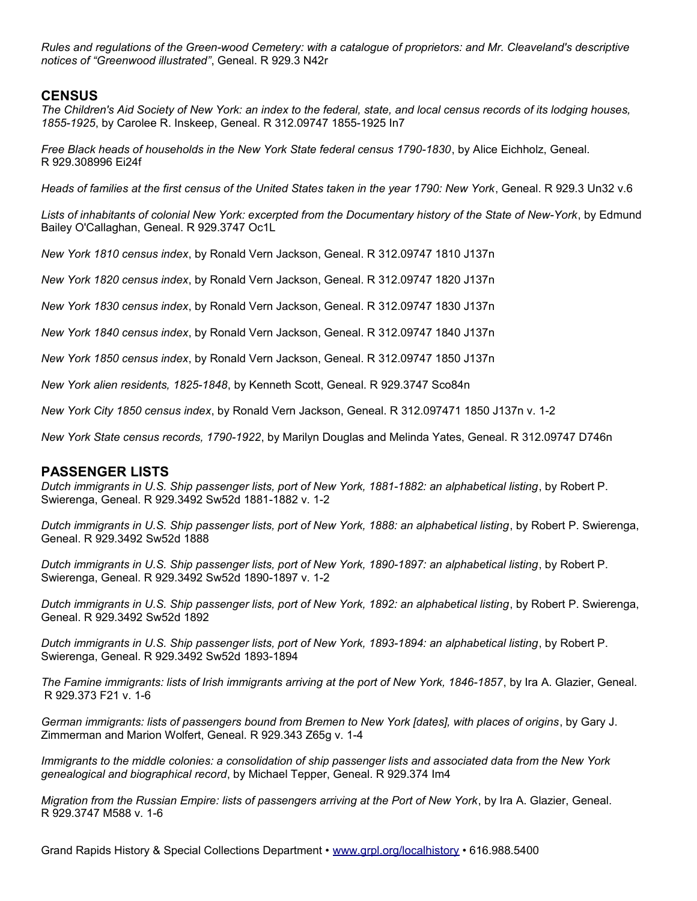*Rules and regulations of the Green-wood Cemetery: with a catalogue of proprietors: and Mr. Cleaveland's descriptive notices of "Greenwood illustrated"*, Geneal. R 929.3 N42r

## CENSUS

*The Children's Aid Society of New York: an index to the federal, state, and local census records of its lodging houses, 1855-1925*, by Carolee R. Inskeep, Geneal. R 312.09747 1855-1925 In7

*Free Black heads of households in the New York State federal census 1790-1830*, by Alice Eichholz, Geneal. R 929.308996 Ei24f

*Heads of families at the first census of the United States taken in the year 1790: New York*, Geneal. R 929.3 Un32 v.6

*Lists of inhabitants of colonial New York: excerpted from the Documentary history of the State of New-York*, by Edmund Bailey O'Callaghan, Geneal. R 929.3747 Oc1L

*New York 1810 census index*, by Ronald Vern Jackson, Geneal. R 312.09747 1810 J137n

*New York 1820 census index*, by Ronald Vern Jackson, Geneal. R 312.09747 1820 J137n

*New York 1830 census index*, by Ronald Vern Jackson, Geneal. R 312.09747 1830 J137n

*New York 1840 census index*, by Ronald Vern Jackson, Geneal. R 312.09747 1840 J137n

*New York 1850 census index*, by Ronald Vern Jackson, Geneal. R 312.09747 1850 J137n

*New York alien residents, 1825-1848*, by Kenneth Scott, Geneal. R 929.3747 Sco84n

*New York City 1850 census index*, by Ronald Vern Jackson, Geneal. R 312.097471 1850 J137n v. 1-2

*New York State census records, 1790-1922*, by Marilyn Douglas and Melinda Yates, Geneal. R 312.09747 D746n

## PASSENGER LISTS

*Dutch immigrants in U.S. Ship passenger lists, port of New York, 1881-1882: an alphabetical listing*, by Robert P. Swierenga, Geneal. R 929.3492 Sw52d 1881-1882 v. 1-2

*Dutch immigrants in U.S. Ship passenger lists, port of New York, 1888: an alphabetical listing*, by Robert P. Swierenga, Geneal. R 929.3492 Sw52d 1888

*Dutch immigrants in U.S. Ship passenger lists, port of New York, 1890-1897: an alphabetical listing*, by Robert P. Swierenga, Geneal. R 929.3492 Sw52d 1890-1897 v. 1-2

*Dutch immigrants in U.S. Ship passenger lists, port of New York, 1892: an alphabetical listing*, by Robert P. Swierenga, Geneal. R 929.3492 Sw52d 1892

*Dutch immigrants in U.S. Ship passenger lists, port of New York, 1893-1894: an alphabetical listing*, by Robert P. Swierenga, Geneal. R 929.3492 Sw52d 1893-1894

*The Famine immigrants: lists of Irish immigrants arriving at the port of New York, 1846-1857*, by Ira A. Glazier, Geneal. R 929.373 F21 v. 1-6

*German immigrants: lists of passengers bound from Bremen to New York [dates], with places of origins*, by Gary J. Zimmerman and Marion Wolfert, Geneal. R 929.343 Z65g v. 1-4

*Immigrants to the middle colonies: a consolidation of ship passenger lists and associated data from the New York genealogical and biographical record*, by Michael Tepper, Geneal. R 929.374 Im4

*Migration from the Russian Empire: lists of passengers arriving at the Port of New York*, by Ira A. Glazier, Geneal. R 929.3747 M588 v. 1-6

Grand Rapids History & Special Collections Department • www.grpl.org/localhistory • 616.988.5400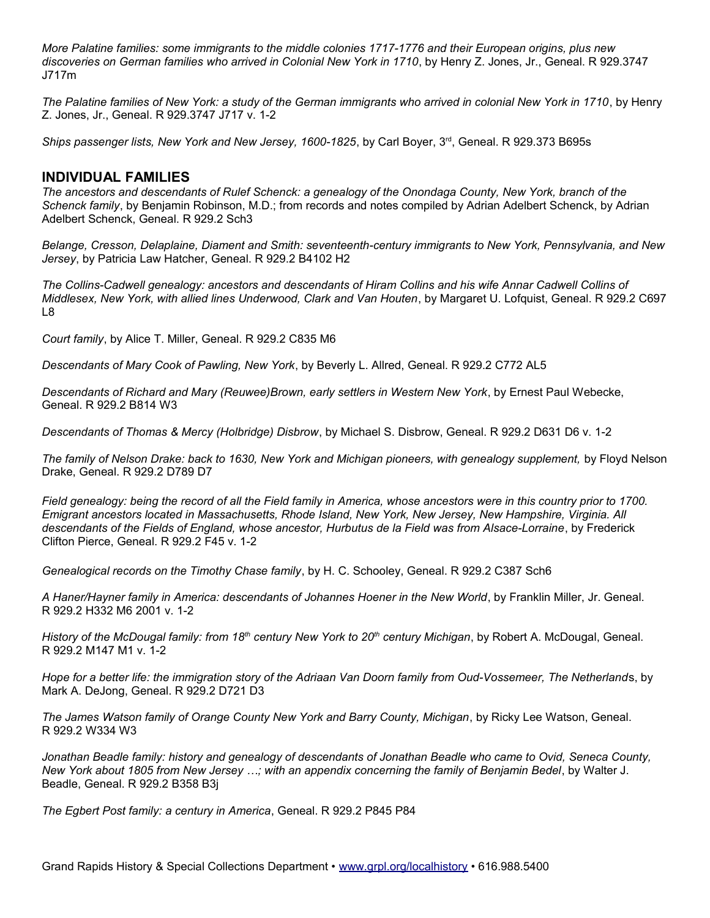*More Palatine families: some immigrants to the middle colonies 1717-1776 and their European origins, plus new discoveries on German families who arrived in Colonial New York in 1710*, by Henry Z. Jones, Jr., Geneal. R 929.3747 J717m

*The Palatine families of New York: a study of the German immigrants who arrived in colonial New York in 1710*, by Henry Z. Jones, Jr., Geneal. R 929.3747 J717 v. 1-2

*Ships passenger lists, New York and New Jersey, 1600-1825*, by Carl Boyer, 3rd, Geneal. R 929.373 B695s

## INDIVIDUAL FAMILIES

*The ancestors and descendants of Rulef Schenck: a genealogy of the Onondaga County, New York, branch of the Schenck family*, by Benjamin Robinson, M.D.; from records and notes compiled by Adrian Adelbert Schenck, by Adrian Adelbert Schenck, Geneal. R 929.2 Sch3

*Belange, Cresson, Delaplaine, Diament and Smith: seventeenth-century immigrants to New York, Pennsylvania, and New Jersey*, by Patricia Law Hatcher, Geneal. R 929.2 B4102 H2

*The Collins-Cadwell genealogy: ancestors and descendants of Hiram Collins and his wife Annar Cadwell Collins of Middlesex, New York, with allied lines Underwood, Clark and Van Houten*, by Margaret U. Lofquist, Geneal. R 929.2 C697 L8

*Court family*, by Alice T. Miller, Geneal. R 929.2 C835 M6

*Descendants of Mary Cook of Pawling, New York*, by Beverly L. Allred, Geneal. R 929.2 C772 AL5

*Descendants of Richard and Mary (Reuwee)Brown, early settlers in Western New York*, by Ernest Paul Webecke, Geneal. R 929.2 B814 W3

*Descendants of Thomas & Mercy (Holbridge) Disbrow*, by Michael S. Disbrow, Geneal. R 929.2 D631 D6 v. 1-2

*The family of Nelson Drake: back to 1630, New York and Michigan pioneers, with genealogy supplement,* by Floyd Nelson Drake, Geneal. R 929.2 D789 D7

*Field genealogy: being the record of all the Field family in America, whose ancestors were in this country prior to 1700. Emigrant ancestors located in Massachusetts, Rhode Island, New York, New Jersey, New Hampshire, Virginia. All descendants of the Fields of England, whose ancestor, Hurbutus de la Field was from Alsace-Lorraine*, by Frederick Clifton Pierce, Geneal. R 929.2 F45 v. 1-2

*Genealogical records on the Timothy Chase family*, by H. C. Schooley, Geneal. R 929.2 C387 Sch6

*A Haner/Hayner family in America: descendants of Johannes Hoener in the New World*, by Franklin Miller, Jr. Geneal. R 929.2 H332 M6 2001 v. 1-2

*History of the McDougal family: from 18th century New York to 20th century Michigan*, by Robert A. McDougal, Geneal. R 929.2 M147 M1 v. 1-2

*Hope for a better life: the immigration story of the Adriaan Van Doorn family from Oud-Vossemeer, The Netherland*s, by Mark A. DeJong, Geneal. R 929.2 D721 D3

*The James Watson family of Orange County New York and Barry County, Michigan*, by Ricky Lee Watson, Geneal. R 929.2 W334 W3

*Jonathan Beadle family: history and genealogy of descendants of Jonathan Beadle who came to Ovid, Seneca County, New York about 1805 from New Jersey …; with an appendix concerning the family of Benjamin Bedel*, by Walter J. Beadle, Geneal. R 929.2 B358 B3j

*The Egbert Post family: a century in America*, Geneal. R 929.2 P845 P84

Grand Rapids History & Special Collections Department • www.grpl.org/localhistory • 616.988.5400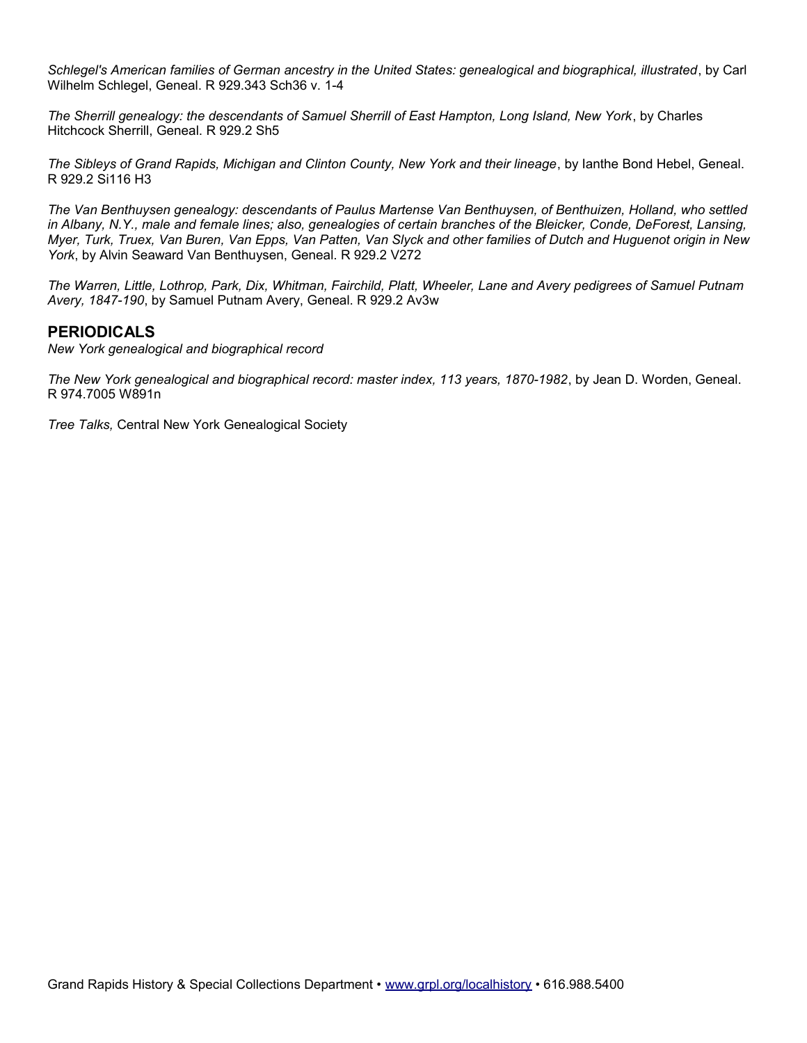*Schlegel's American families of German ancestry in the United States: genealogical and biographical, illustrated*, by Carl Wilhelm Schlegel, Geneal. R 929.343 Sch36 v. 1-4

*The Sherrill genealogy: the descendants of Samuel Sherrill of East Hampton, Long Island, New York*, by Charles Hitchcock Sherrill, Geneal. R 929.2 Sh5

*The Sibleys of Grand Rapids, Michigan and Clinton County, New York and their lineage*, by Ianthe Bond Hebel, Geneal. R 929.2 Si116 H3

*The Van Benthuysen genealogy: descendants of Paulus Martense Van Benthuysen, of Benthuizen, Holland, who settled in Albany, N.Y., male and female lines; also, genealogies of certain branches of the Bleicker, Conde, DeForest, Lansing, Myer, Turk, Truex, Van Buren, Van Epps, Van Patten, Van Slyck and other families of Dutch and Huguenot origin in New York*, by Alvin Seaward Van Benthuysen, Geneal. R 929.2 V272

*The Warren, Little, Lothrop, Park, Dix, Whitman, Fairchild, Platt, Wheeler, Lane and Avery pedigrees of Samuel Putnam Avery, 1847-190*, by Samuel Putnam Avery, Geneal. R 929.2 Av3w

## PERIODICALS

*New York genealogical and biographical record*

*The New York genealogical and biographical record: master index, 113 years, 1870-1982*, by Jean D. Worden, Geneal. R 974.7005 W891n

*Tree Talks,* Central New York Genealogical Society